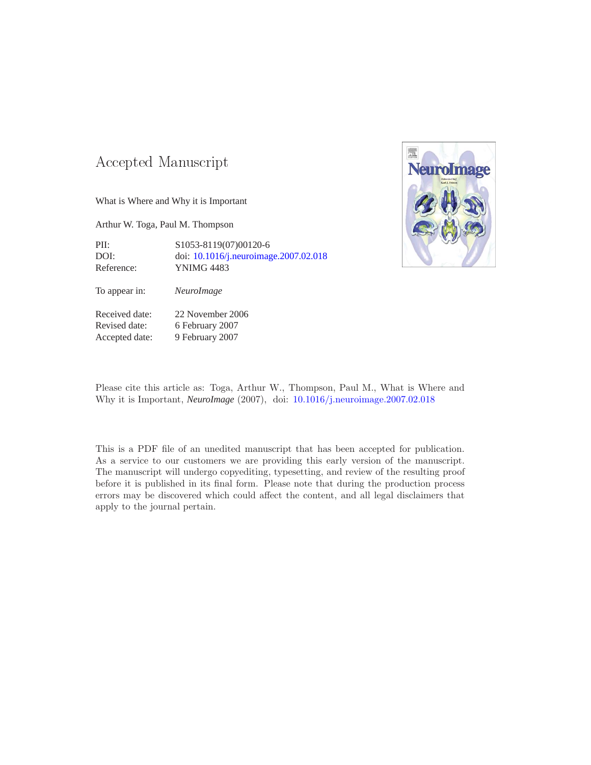# Accepted Manuscript

What is Where and Why it is Important

Arthur W. Toga, Paul M. Thompson

| | |
|---|---|
| PII: | S1053-8119(07)00120-6 |
| DOI: | doi: 10.1016/j.neuroimage.2007.02.018 |
| Reference: | YNIMG 4483 |

To appear in: *NeuroImage*

| | |
|---|---|
| Received date: | 22 November 2006 |
| Revised date: | 6 February 2007 |
| Accepted date: | 9 February 2007 |

Please cite this article as: Toga, Arthur W., Thompson, Paul M., What is Where and Why it is Important, *NeuroImage* (2007), doi: 10.1016/j.neuroimage.2007.02.018

This is a PDF file of an unedited manuscript that has been accepted for publication. As a service to our customers we are providing this early version of the manuscript. The manuscript will undergo copyediting, typesetting, and review of the resulting proof before it is published in its final form. Please note that during the production process errors may be discovered which could affect the content, and all legal disclaimers that apply to the journal pertain.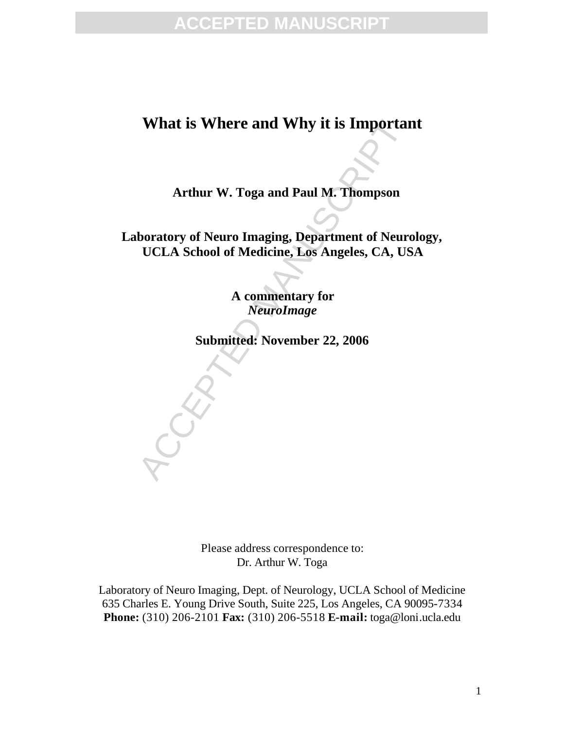# What is Where and Why it is Important

**Arthur W. Toga and Paul M. Thompson**

**Laboratory of Neuro Imaging, Department of Neurology, UCLA School of Medicine, Los Angeles, CA, USA**

**A commentary for** ***NeuroImage***

**Submitted: November 22, 2006**

Please address correspondence to:
Dr. Arthur W. Toga

Laboratory of Neuro Imaging, Dept. of Neurology, UCLA School of Medicine
635 Charles E. Young Drive South, Suite 225, Los Angeles, CA 90095-7334
**Phone:** (310) 206-2101 **Fax:** (310) 206-5518 **E-mail:** toga@loni.ucla.edu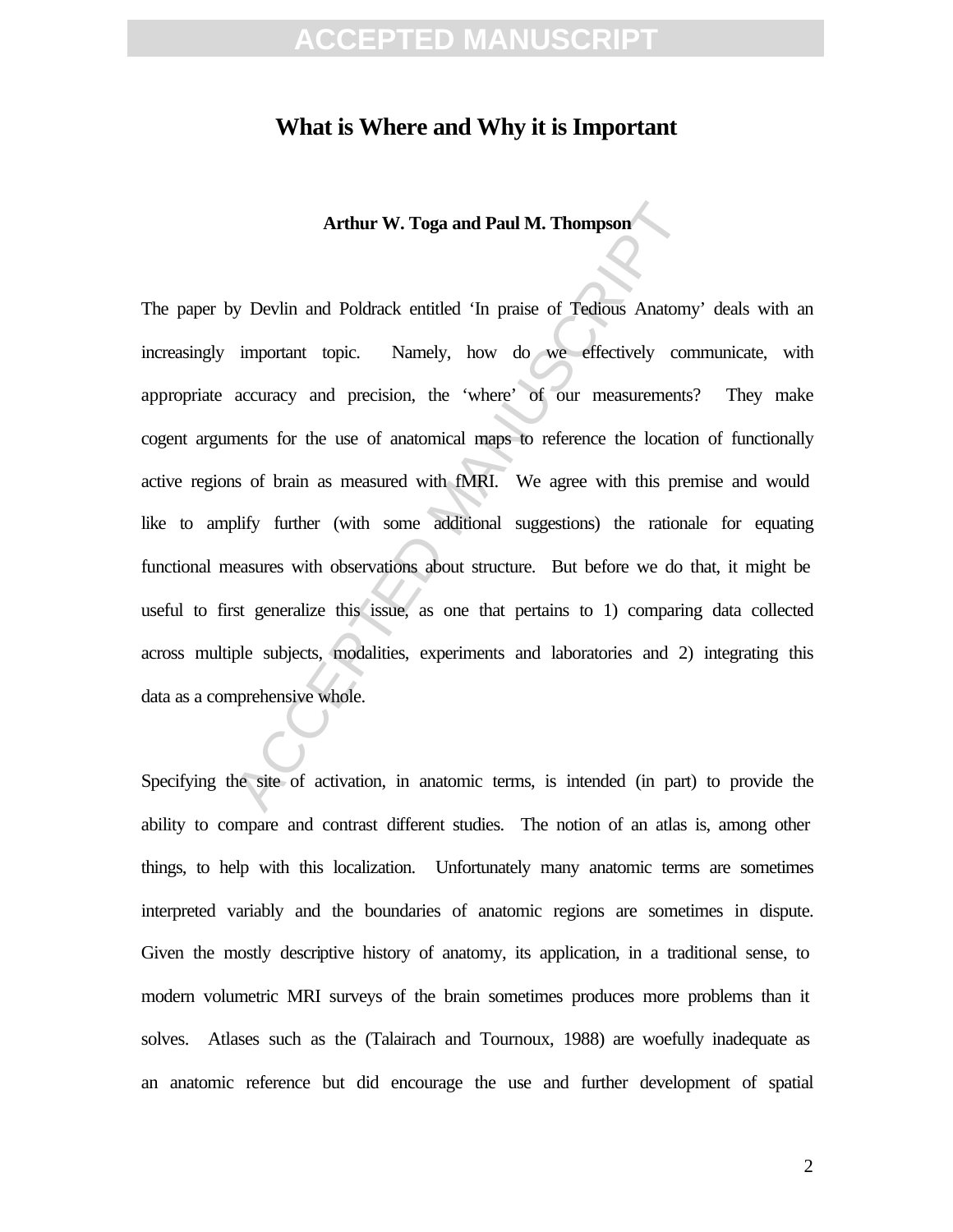# What is Where and Why it is Important

**Arthur W. Toga and Paul M. Thompson**

The paper by Devlin and Poldrack entitled 'In praise of Tedious Anatomy' deals with an increasingly important topic. Namely, how do we effectively communicate, with appropriate accuracy and precision, the 'where' of our measurements? They make cogent arguments for the use of anatomical maps to reference the location of functionally active regions of brain as measured with fMRI. We agree with this premise and would like to amplify further (with some additional suggestions) the rationale for equating functional measures with observations about structure. But before we do that, it might be useful to first generalize this issue, as one that pertains to 1) comparing data collected across multiple subjects, modalities, experiments and laboratories and 2) integrating this data as a comprehensive whole.

Specifying the site of activation, in anatomic terms, is intended (in part) to provide the ability to compare and contrast different studies. The notion of an atlas is, among other things, to help with this localization. Unfortunately many anatomic terms are sometimes interpreted variably and the boundaries of anatomic regions are sometimes in dispute. Given the mostly descriptive history of anatomy, its application, in a traditional sense, to modern volumetric MRI surveys of the brain sometimes produces more problems than it solves. Atlases such as the (Talairach and Tournoux, 1988) are woefully inadequate as an anatomic reference but did encourage the use and further development of spatial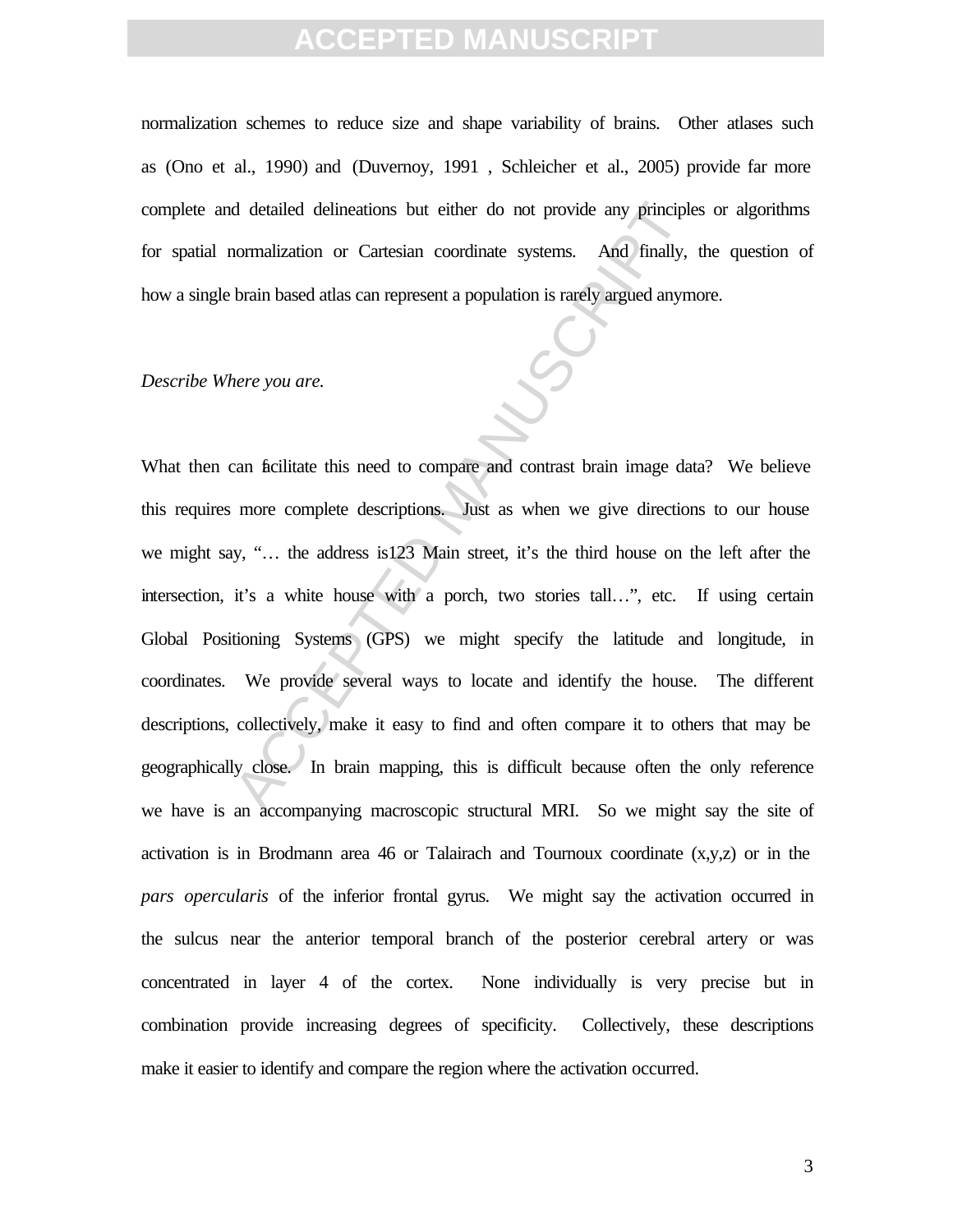normalization schemes to reduce size and shape variability of brains. Other atlases such as (Ono et al., 1990) and (Duvernoy, 1991 , Schleicher et al., 2005) provide far more complete and detailed delineations but either do not provide any principles or algorithms for spatial normalization or Cartesian coordinate systems. And finally, the question of how a single brain based atlas can represent a population is rarely argued anymore.

*Describe Where you are.*

What then can facilitate this need to compare and contrast brain image data? We believe this requires more complete descriptions. Just as when we give directions to our house we might say, "… the address is123 Main street, it's the third house on the left after the intersection, it's a white house with a porch, two stories tall…", etc. If using certain Global Positioning Systems (GPS) we might specify the latitude and longitude, in coordinates. We provide several ways to locate and identify the house. The different descriptions, collectively, make it easy to find and often compare it to others that may be geographically close. In brain mapping, this is difficult because often the only reference we have is an accompanying macroscopic structural MRI. So we might say the site of activation is in Brodmann area 46 or Talairach and Tournoux coordinate (x,y,z) or in the *pars opercularis* of the inferior frontal gyrus. We might say the activation occurred in the sulcus near the anterior temporal branch of the posterior cerebral artery or was concentrated in layer 4 of the cortex. None individually is very precise but in combination provide increasing degrees of specificity. Collectively, these descriptions make it easier to identify and compare the region where the activation occurred.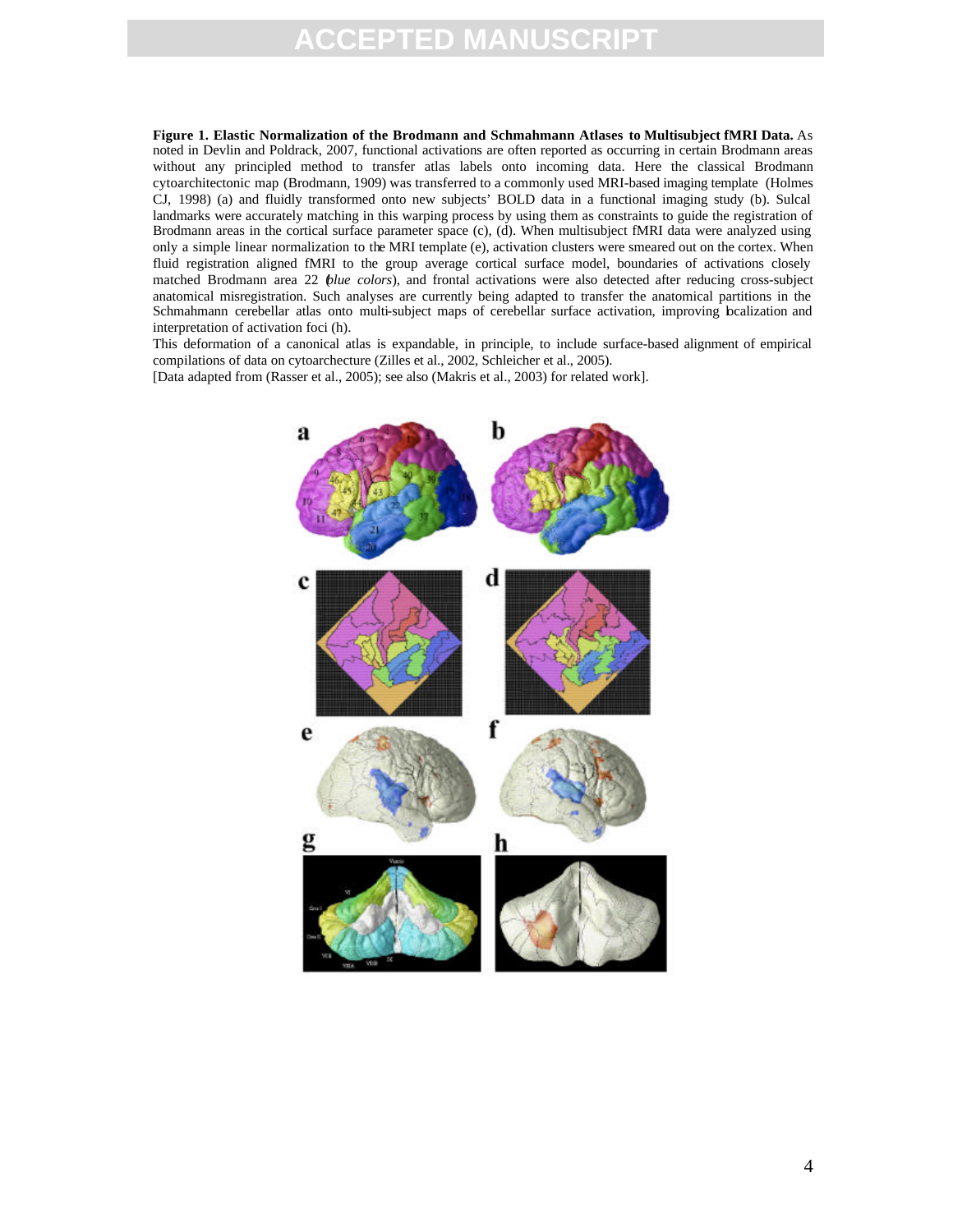**Figure 1. Elastic Normalization of the Brodmann and Schmahmann Atlases to Multisubject fMRI Data.** As noted in Devlin and Poldrack, 2007, functional activations are often reported as occurring in certain Brodmann areas without any principled method to transfer atlas labels onto incoming data. Here the classical Brodmann cytoarchitectonic map (Brodmann, 1909) was transferred to a commonly used MRI-based imaging template (Holmes CJ, 1998) (a) and fluidly transformed onto new subjects' BOLD data in a functional imaging study (b). Sulcal landmarks were accurately matching in this warping process by using them as constraints to guide the registration of Brodmann areas in the cortical surface parameter space (c), (d). When multisubject fMRI data were analyzed using only a simple linear normalization to the MRI template (e), activation clusters were smeared out on the cortex. When fluid registration aligned fMRI to the group average cortical surface model, boundaries of activations closely matched Brodmann area 22 (*blue colors*), and frontal activations were also detected after reducing cross-subject anatomical misregistration. Such analyses are currently being adapted to transfer the anatomical partitions in the Schmahmann cerebellar atlas onto multi-subject maps of cerebellar surface activation, improving localization and interpretation of activation foci (h).

This deformation of a canonical atlas is expandable, in principle, to include surface-based alignment of empirical compilations of data on cytoarchecture (Zilles et al., 2002, Schleicher et al., 2005).

[Data adapted from (Rasser et al., 2005); see also (Makris et al., 2003) for related work].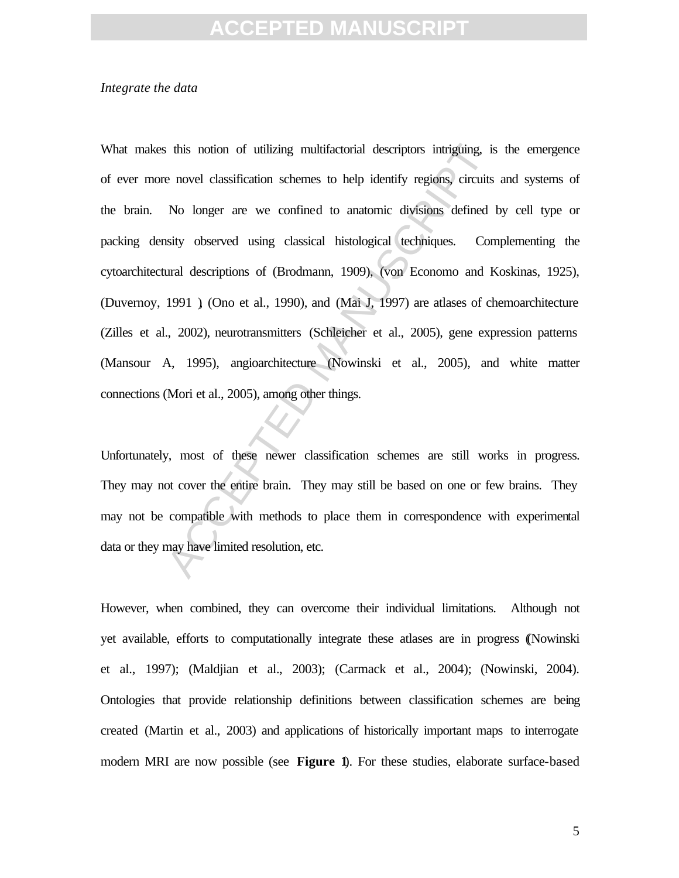*Integrate the data*

What makes this notion of utilizing multifactorial descriptors intriguing, is the emergence of ever more novel classification schemes to help identify regions, circuits and systems of the brain. No longer are we confined to anatomic divisions defined by cell type or packing density observed using classical histological techniques. Complementing the cytoarchitectural descriptions of (Brodmann, 1909), (von Economo and Koskinas, 1925), (Duvernoy, 1991 ), (Ono et al., 1990), and (Mai J, 1997) are atlases of chemoarchitecture (Zilles et al., 2002), neurotransmitters (Schleicher et al., 2005), gene expression patterns (Mansour A, 1995), angioarchitecture (Nowinski et al., 2005), and white matter connections (Mori et al., 2005), among other things.

Unfortunately, most of these newer classification schemes are still works in progress. They may not cover the entire brain. They may still be based on one or few brains. They may not be compatible with methods to place them in correspondence with experimental data or they may have limited resolution, etc.

However, when combined, they can overcome their individual limitations. Although not yet available, efforts to computationally integrate these atlases are in progress ((Nowinski et al., 1997); (Maldjian et al., 2003); (Carmack et al., 2004); (Nowinski, 2004). Ontologies that provide relationship definitions between classification schemes are being created (Martin et al., 2003) and applications of historically important maps to interrogate modern MRI are now possible (see **Figure 1**). For these studies, elaborate surface-based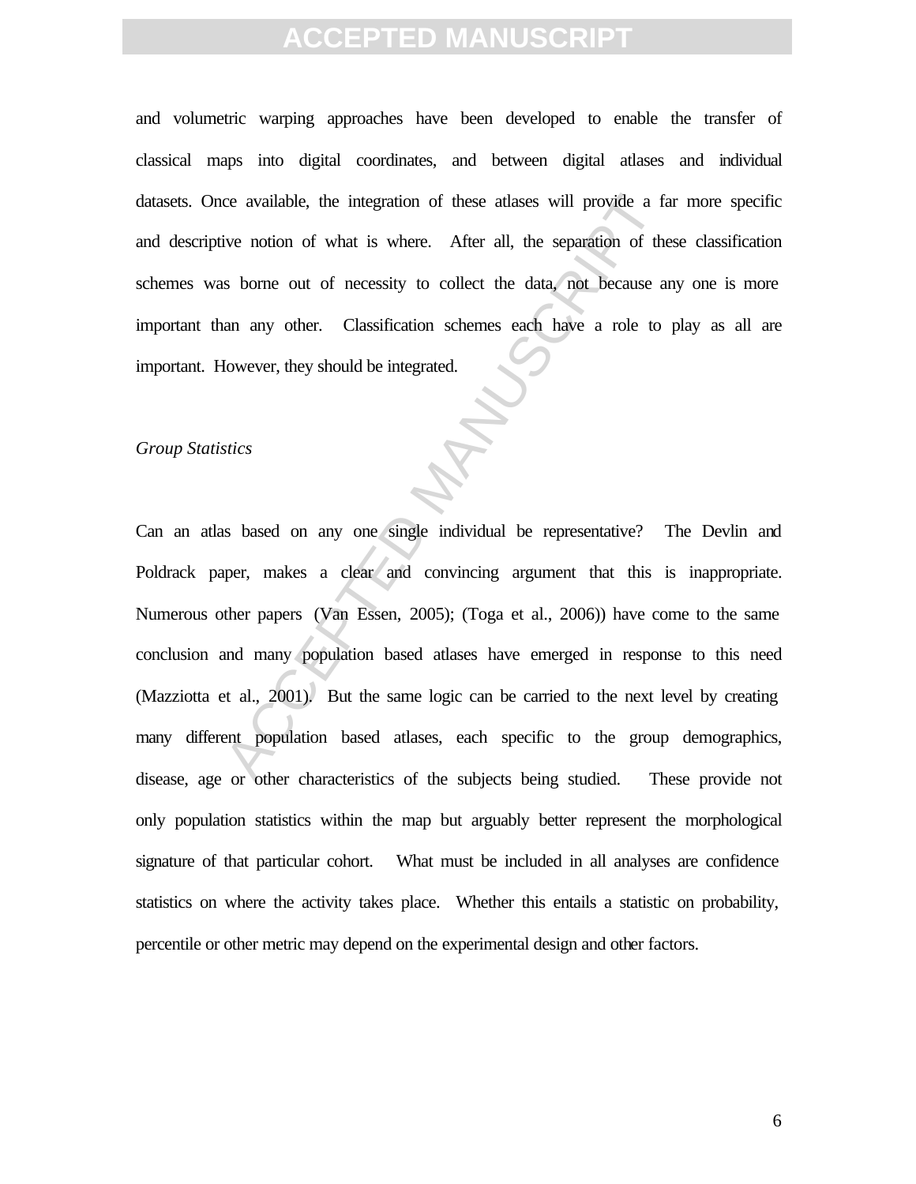and volumetric warping approaches have been developed to enable the transfer of classical maps into digital coordinates, and between digital atlases and individual datasets. Once available, the integration of these atlases will provide a far more specific and descriptive notion of what is where. After all, the separation of these classification schemes was borne out of necessity to collect the data, not because any one is more important than any other. Classification schemes each have a role to play as all are important. However, they should be integrated.

*Group Statistics*

Can an atlas based on any one single individual be representative? The Devlin and Poldrack paper, makes a clear and convincing argument that this is inappropriate. Numerous other papers (Van Essen, 2005); (Toga et al., 2006)) have come to the same conclusion and many population based atlases have emerged in response to this need (Mazziotta et al., 2001). But the same logic can be carried to the next level by creating many different population based atlases, each specific to the group demographics, disease, age or other characteristics of the subjects being studied. These provide not only population statistics within the map but arguably better represent the morphological signature of that particular cohort. What must be included in all analyses are confidence statistics on where the activity takes place. Whether this entails a statistic on probability, percentile or other metric may depend on the experimental design and other factors.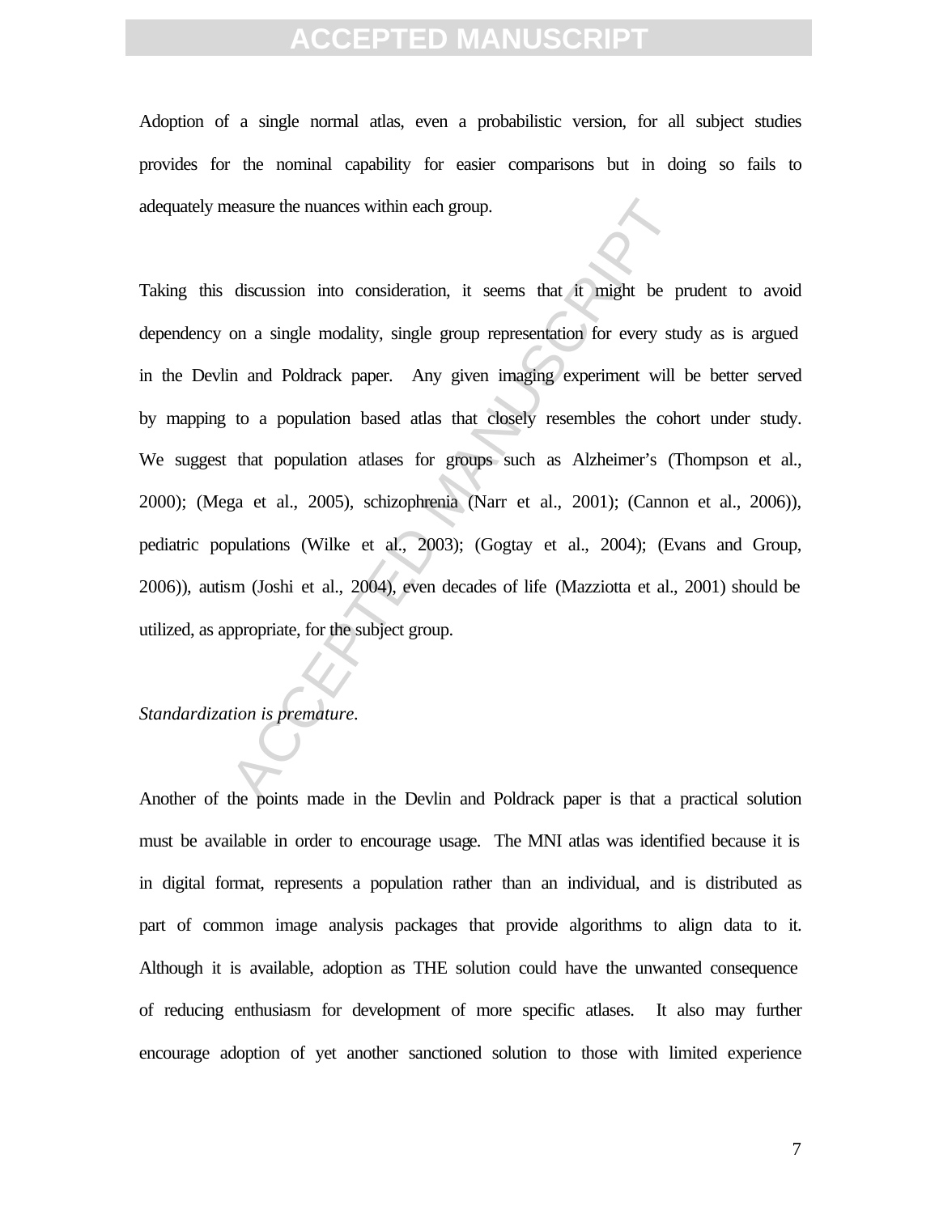Adoption of a single normal atlas, even a probabilistic version, for all subject studies provides for the nominal capability for easier comparisons but in doing so fails to adequately measure the nuances within each group.

Taking this discussion into consideration, it seems that it might be prudent to avoid dependency on a single modality, single group representation for every study as is argued in the Devlin and Poldrack paper. Any given imaging experiment will be better served by mapping to a population based atlas that closely resembles the cohort under study. We suggest that population atlases for groups such as Alzheimer's (Thompson et al., 2000); (Mega et al., 2005), schizophrenia (Narr et al., 2001); (Cannon et al., 2006)), pediatric populations (Wilke et al., 2003); (Gogtay et al., 2004); (Evans and Group, 2006)), autism (Joshi et al., 2004), even decades of life (Mazziotta et al., 2001) should be utilized, as appropriate, for the subject group.

*Standardization is premature.*

Another of the points made in the Devlin and Poldrack paper is that a practical solution must be available in order to encourage usage. The MNI atlas was identified because it is in digital format, represents a population rather than an individual, and is distributed as part of common image analysis packages that provide algorithms to align data to it. Although it is available, adoption as THE solution could have the unwanted consequence of reducing enthusiasm for development of more specific atlases. It also may further encourage adoption of yet another sanctioned solution to those with limited experience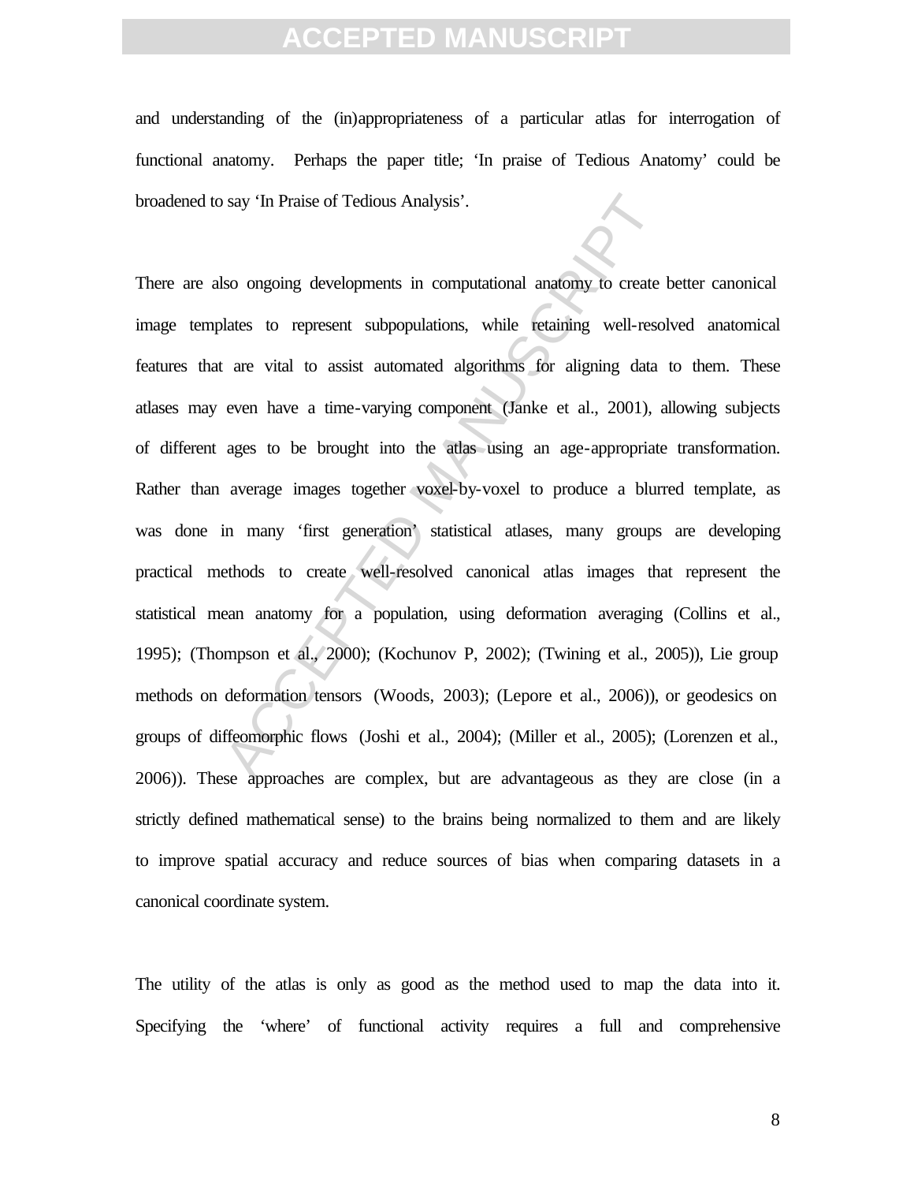and understanding of the (in)appropriateness of a particular atlas for interrogation of functional anatomy. Perhaps the paper title; 'In praise of Tedious Anatomy' could be broadened to say 'In Praise of Tedious Analysis'.

There are also ongoing developments in computational anatomy to create better canonical image templates to represent subpopulations, while retaining well-resolved anatomical features that are vital to assist automated algorithms for aligning data to them. These atlases may even have a time-varying component (Janke et al., 2001), allowing subjects of different ages to be brought into the atlas using an age-appropriate transformation. Rather than average images together voxel-by-voxel to produce a blurred template, as was done in many 'first generation' statistical atlases, many groups are developing practical methods to create well-resolved canonical atlas images that represent the statistical mean anatomy for a population, using deformation averaging (Collins et al., 1995); (Thompson et al., 2000); (Kochunov P, 2002); (Twining et al., 2005)), Lie group methods on deformation tensors (Woods, 2003); (Lepore et al., 2006)), or geodesics on groups of diffeomorphic flows (Joshi et al., 2004); (Miller et al., 2005); (Lorenzen et al., 2006)). These approaches are complex, but are advantageous as they are close (in a strictly defined mathematical sense) to the brains being normalized to them and are likely to improve spatial accuracy and reduce sources of bias when comparing datasets in a canonical coordinate system.

The utility of the atlas is only as good as the method used to map the data into it. Specifying the 'where' of functional activity requires a full and comprehensive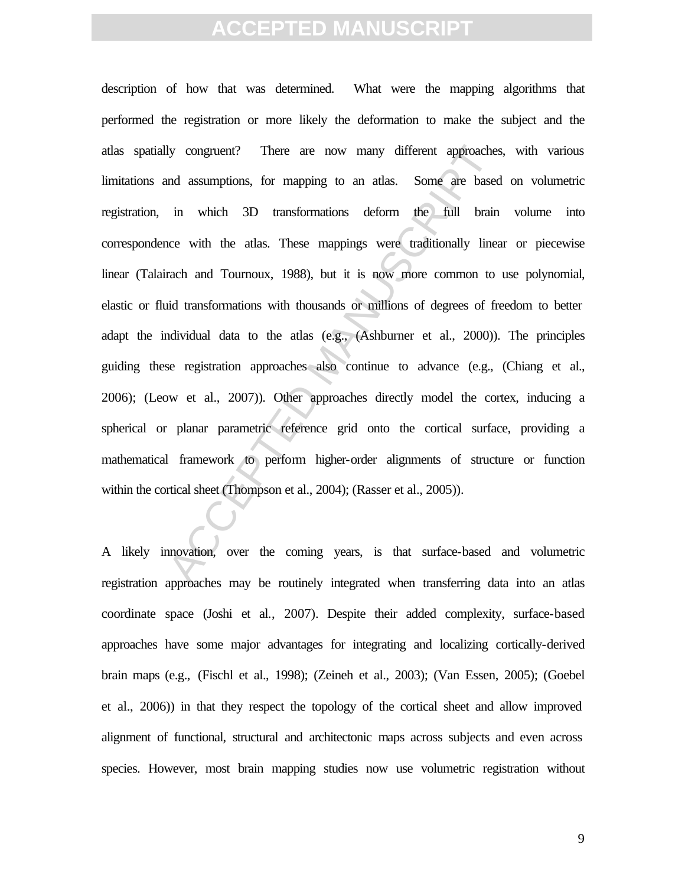description of how that was determined. What were the mapping algorithms that performed the registration or more likely the deformation to make the subject and the atlas spatially congruent? There are now many different approaches, with various limitations and assumptions, for mapping to an atlas. Some are based on volumetric registration, in which 3D transformations deform the full brain volume into correspondence with the atlas. These mappings were traditionally linear or piecewise linear (Talairach and Tournoux, 1988), but it is now more common to use polynomial, elastic or fluid transformations with thousands or millions of degrees of freedom to better adapt the individual data to the atlas (e.g., (Ashburner et al., 2000)). The principles guiding these registration approaches also continue to advance (e.g., (Chiang et al., 2006); (Leow et al., 2007)). Other approaches directly model the cortex, inducing a spherical or planar parametric reference grid onto the cortical surface, providing a mathematical framework to perform higher-order alignments of structure or function within the cortical sheet (Thompson et al., 2004); (Rasser et al., 2005)).

A likely innovation, over the coming years, is that surface-based and volumetric registration approaches may be routinely integrated when transferring data into an atlas coordinate space (Joshi et al., 2007). Despite their added complexity, surface-based approaches have some major advantages for integrating and localizing cortically-derived brain maps (e.g., (Fischl et al., 1998); (Zeineh et al., 2003); (Van Essen, 2005); (Goebel et al., 2006)) in that they respect the topology of the cortical sheet and allow improved alignment of functional, structural and architectonic maps across subjects and even across species. However, most brain mapping studies now use volumetric registration without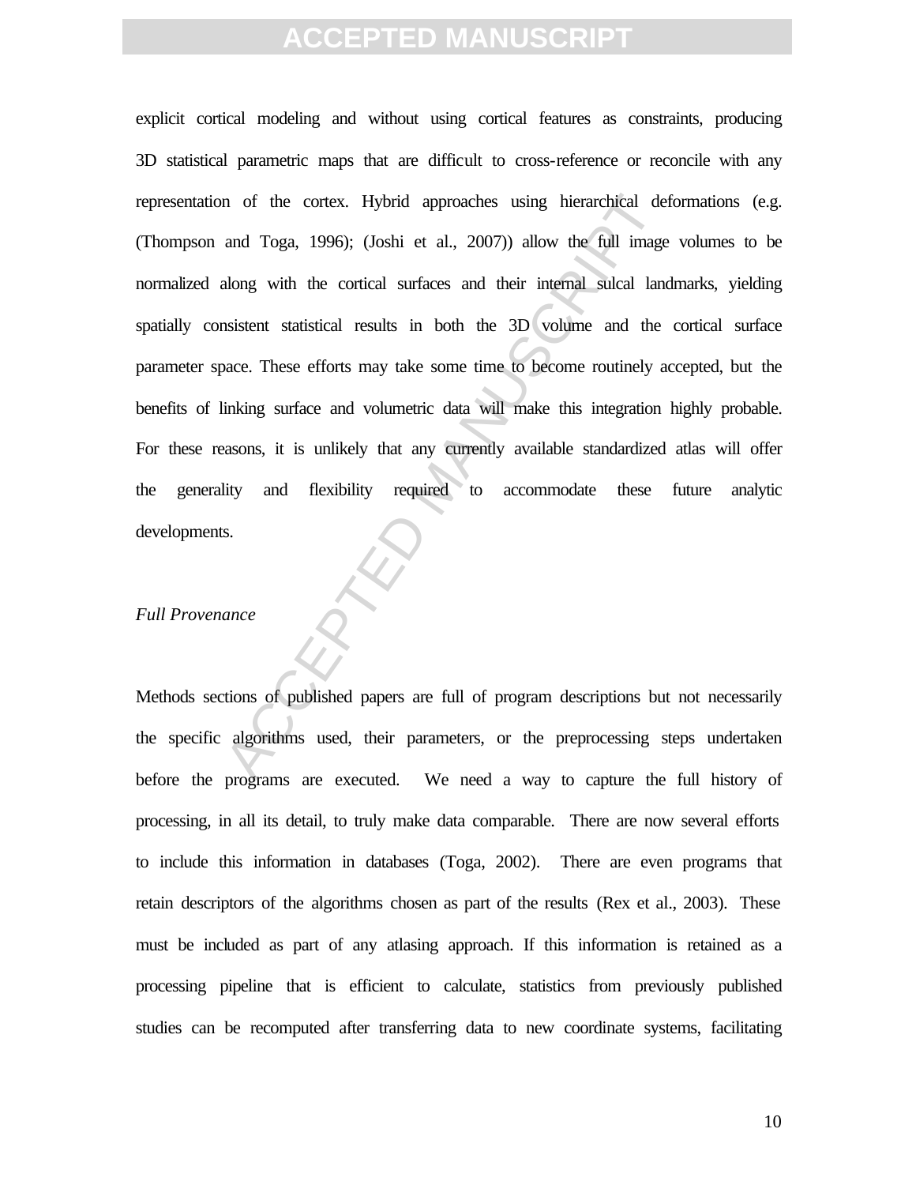explicit cortical modeling and without using cortical features as constraints, producing 3D statistical parametric maps that are difficult to cross-reference or reconcile with any representation of the cortex. Hybrid approaches using hierarchical deformations (e.g. (Thompson and Toga, 1996); (Joshi et al., 2007)) allow the full image volumes to be normalized along with the cortical surfaces and their internal sulcal landmarks, yielding spatially consistent statistical results in both the 3D volume and the cortical surface parameter space. These efforts may take some time to become routinely accepted, but the benefits of linking surface and volumetric data will make this integration highly probable. For these reasons, it is unlikely that any currently available standardized atlas will offer the generality and flexibility required to accommodate these future analytic developments.

*Full Provenance*

Methods sections of published papers are full of program descriptions but not necessarily the specific algorithms used, their parameters, or the preprocessing steps undertaken before the programs are executed. We need a way to capture the full history of processing, in all its detail, to truly make data comparable. There are now several efforts to include this information in databases (Toga, 2002). There are even programs that retain descriptors of the algorithms chosen as part of the results (Rex et al., 2003). These must be included as part of any atlasing approach. If this information is retained as a processing pipeline that is efficient to calculate, statistics from previously published studies can be recomputed after transferring data to new coordinate systems, facilitating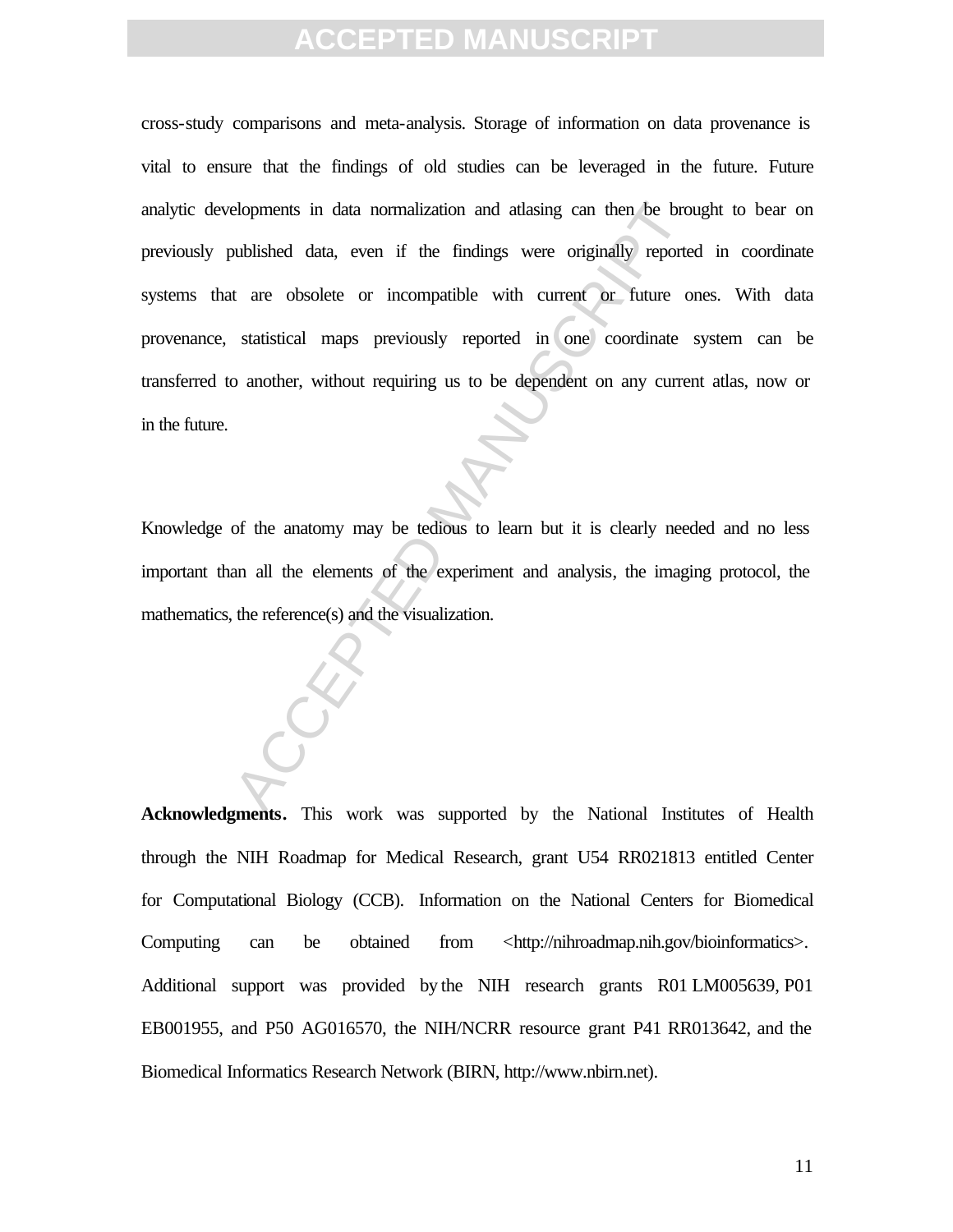cross-study comparisons and meta-analysis. Storage of information on data provenance is vital to ensure that the findings of old studies can be leveraged in the future. Future analytic developments in data normalization and atlasing can then be brought to bear on previously published data, even if the findings were originally reported in coordinate systems that are obsolete or incompatible with current or future ones. With data provenance, statistical maps previously reported in one coordinate system can be transferred to another, without requiring us to be dependent on any current atlas, now or in the future.

Knowledge of the anatomy may be tedious to learn but it is clearly needed and no less important than all the elements of the experiment and analysis, the imaging protocol, the mathematics, the reference(s) and the visualization.

**Acknowledgments.** This work was supported by the National Institutes of Health through the NIH Roadmap for Medical Research, grant U54 RR021813 entitled Center for Computational Biology (CCB). Information on the National Centers for Biomedical Computing can be obtained from <http://nihroadmap.nih.gov/bioinformatics>. Additional support was provided by the NIH research grants R01 LM005639, P01 EB001955, and P50 AG016570, the NIH/NCRR resource grant P41 RR013642, and the Biomedical Informatics Research Network (BIRN, http://www.nbirn.net).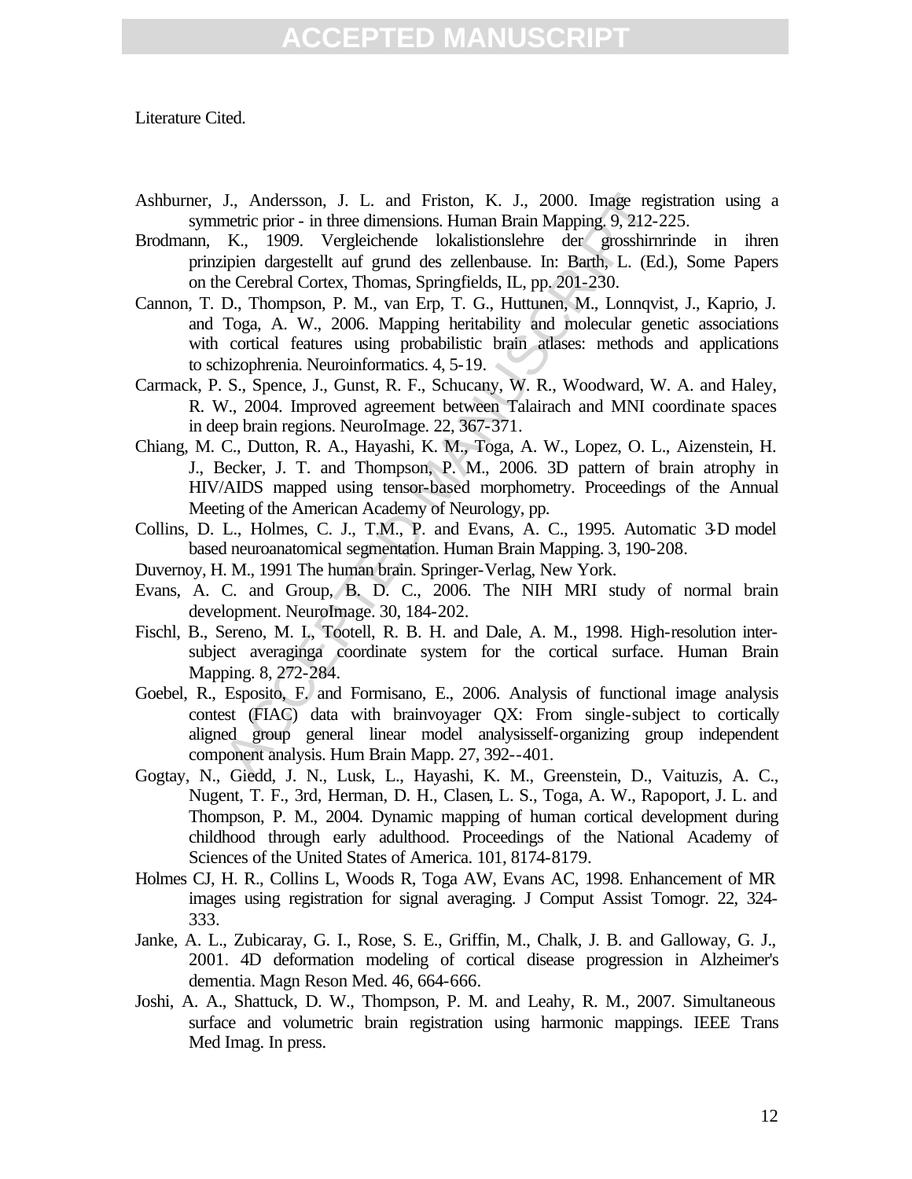Literature Cited.

Ashburner, J., Andersson, J. L. and Friston, K. J., 2000. Image registration using a symmetric prior - in three dimensions. Human Brain Mapping. 9, 212-225.

Brodmann, K., 1909. Vergleichende lokalistionslehre der grosshirnrinde in ihren prinzipien dargestellt auf grund des zellenbause. In: Barth, L. (Ed.), Some Papers on the Cerebral Cortex, Thomas, Springfields, IL, pp. 201-230.

Cannon, T. D., Thompson, P. M., van Erp, T. G., Huttunen, M., Lonnqvist, J., Kaprio, J. and Toga, A. W., 2006. Mapping heritability and molecular genetic associations with cortical features using probabilistic brain atlases: methods and applications to schizophrenia. Neuroinformatics. 4, 5-19.

Carmack, P. S., Spence, J., Gunst, R. F., Schucany, W. R., Woodward, W. A. and Haley, R. W., 2004. Improved agreement between Talairach and MNI coordinate spaces in deep brain regions. NeuroImage. 22, 367-371.

Chiang, M. C., Dutton, R. A., Hayashi, K. M., Toga, A. W., Lopez, O. L., Aizenstein, H. J., Becker, J. T. and Thompson, P. M., 2006. 3D pattern of brain atrophy in HIV/AIDS mapped using tensor-based morphometry. Proceedings of the Annual Meeting of the American Academy of Neurology, pp.

Collins, D. L., Holmes, C. J., T.M., P. and Evans, A. C., 1995. Automatic 3-D model based neuroanatomical segmentation. Human Brain Mapping. 3, 190-208.

Duvernoy, H. M., 1991 The human brain. Springer-Verlag, New York.

Evans, A. C. and Group, B. D. C., 2006. The NIH MRI study of normal brain development. NeuroImage. 30, 184-202.

Fischl, B., Sereno, M. I., Tootell, R. B. H. and Dale, A. M., 1998. High-resolution inter-subject averaginga coordinate system for the cortical surface. Human Brain Mapping. 8, 272-284.

Goebel, R., Esposito, F. and Formisano, E., 2006. Analysis of functional image analysis contest (FIAC) data with brainvoyager QX: From single-subject to cortically aligned group general linear model analysisself-organizing group independent component analysis. Hum Brain Mapp. 27, 392--401.

Gogtay, N., Giedd, J. N., Lusk, L., Hayashi, K. M., Greenstein, D., Vaituzis, A. C., Nugent, T. F., 3rd, Herman, D. H., Clasen, L. S., Toga, A. W., Rapoport, J. L. and Thompson, P. M., 2004. Dynamic mapping of human cortical development during childhood through early adulthood. Proceedings of the National Academy of Sciences of the United States of America. 101, 8174-8179.

Holmes CJ, H. R., Collins L, Woods R, Toga AW, Evans AC, 1998. Enhancement of MR images using registration for signal averaging. J Comput Assist Tomogr. 22, 324-333.

Janke, A. L., Zubicaray, G. I., Rose, S. E., Griffin, M., Chalk, J. B. and Galloway, G. J., 2001. 4D deformation modeling of cortical disease progression in Alzheimer's dementia. Magn Reson Med. 46, 664-666.

Joshi, A. A., Shattuck, D. W., Thompson, P. M. and Leahy, R. M., 2007. Simultaneous surface and volumetric brain registration using harmonic mappings. IEEE Trans Med Imag. In press.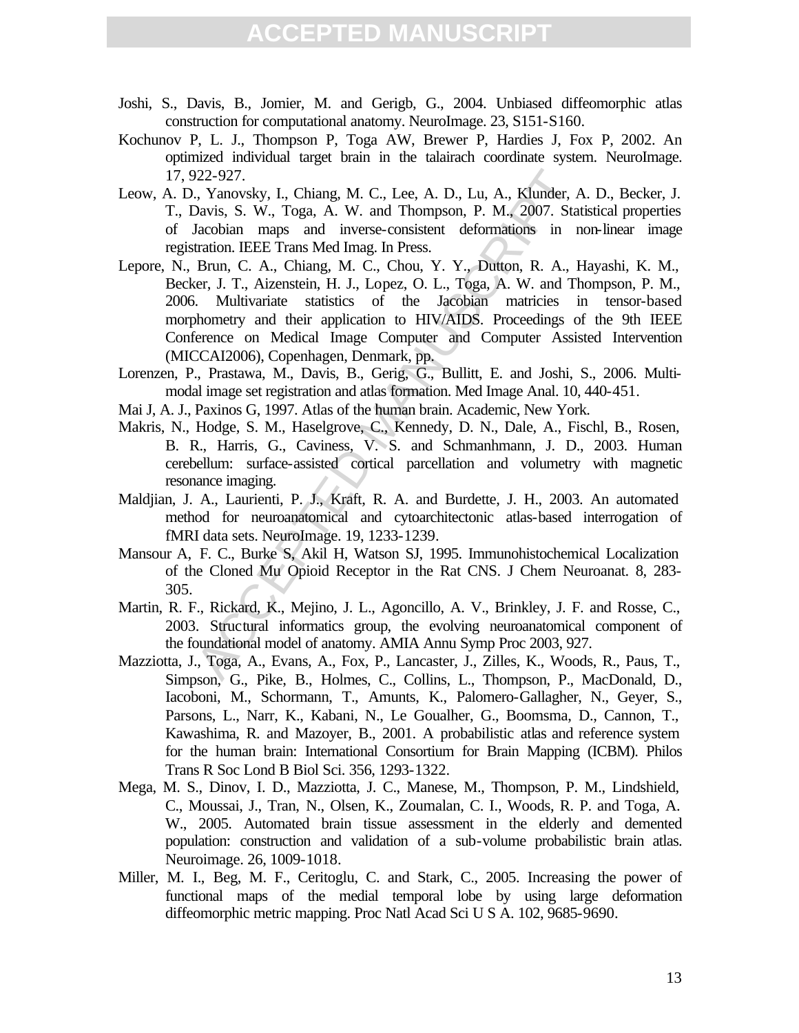Joshi, S., Davis, B., Jomier, M. and Gerigb, G., 2004. Unbiased diffeomorphic atlas construction for computational anatomy. NeuroImage. 23, S151-S160.

Kochunov P, L. J., Thompson P, Toga AW, Brewer P, Hardies J, Fox P, 2002. An optimized individual target brain in the talairach coordinate system. NeuroImage. 17, 922-927.

Leow, A. D., Yanovsky, I., Chiang, M. C., Lee, A. D., Lu, A., Klunder, A. D., Becker, J. T., Davis, S. W., Toga, A. W. and Thompson, P. M., 2007. Statistical properties of Jacobian maps and inverse-consistent deformations in non-linear image registration. IEEE Trans Med Imag. In Press.

Lepore, N., Brun, C. A., Chiang, M. C., Chou, Y. Y., Dutton, R. A., Hayashi, K. M., Becker, J. T., Aizenstein, H. J., Lopez, O. L., Toga, A. W. and Thompson, P. M., 2006. Multivariate statistics of the Jacobian matricies in tensor-based morphometry and their application to HIV/AIDS. Proceedings of the 9th IEEE Conference on Medical Image Computer and Computer Assisted Intervention (MICCAI2006), Copenhagen, Denmark, pp.

Lorenzen, P., Prastawa, M., Davis, B., Gerig, G., Bullitt, E. and Joshi, S., 2006. Multi-modal image set registration and atlas formation. Med Image Anal. 10, 440-451.

Mai J, A. J., Paxinos G, 1997. Atlas of the human brain. Academic, New York.

Makris, N., Hodge, S. M., Haselgrove, C., Kennedy, D. N., Dale, A., Fischl, B., Rosen, B. R., Harris, G., Caviness, V. S. and Schmanhmann, J. D., 2003. Human cerebellum: surface-assisted cortical parcellation and volumetry with magnetic resonance imaging.

Maldjian, J. A., Laurienti, P. J., Kraft, R. A. and Burdette, J. H., 2003. An automated method for neuroanatomical and cytoarchitectonic atlas-based interrogation of fMRI data sets. NeuroImage. 19, 1233-1239.

Mansour A, F. C., Burke S, Akil H, Watson SJ, 1995. Immunohistochemical Localization of the Cloned Mu Opioid Receptor in the Rat CNS. J Chem Neuroanat. 8, 283-305.

Martin, R. F., Rickard, K., Mejino, J. L., Agoncillo, A. V., Brinkley, J. F. and Rosse, C., 2003. Structural informatics group, the evolving neuroanatomical component of the foundational model of anatomy. AMIA Annu Symp Proc 2003, 927.

Mazziotta, J., Toga, A., Evans, A., Fox, P., Lancaster, J., Zilles, K., Woods, R., Paus, T., Simpson, G., Pike, B., Holmes, C., Collins, L., Thompson, P., MacDonald, D., Iacoboni, M., Schormann, T., Amunts, K., Palomero-Gallagher, N., Geyer, S., Parsons, L., Narr, K., Kabani, N., Le Goualher, G., Boomsma, D., Cannon, T., Kawashima, R. and Mazoyer, B., 2001. A probabilistic atlas and reference system for the human brain: International Consortium for Brain Mapping (ICBM). Philos Trans R Soc Lond B Biol Sci. 356, 1293-1322.

Mega, M. S., Dinov, I. D., Mazziotta, J. C., Manese, M., Thompson, P. M., Lindshield, C., Moussai, J., Tran, N., Olsen, K., Zoumalan, C. I., Woods, R. P. and Toga, A. W., 2005. Automated brain tissue assessment in the elderly and demented population: construction and validation of a sub-volume probabilistic brain atlas. Neuroimage. 26, 1009-1018.

Miller, M. I., Beg, M. F., Ceritoglu, C. and Stark, C., 2005. Increasing the power of functional maps of the medial temporal lobe by using large deformation diffeomorphic metric mapping. Proc Natl Acad Sci U S A. 102, 9685-9690.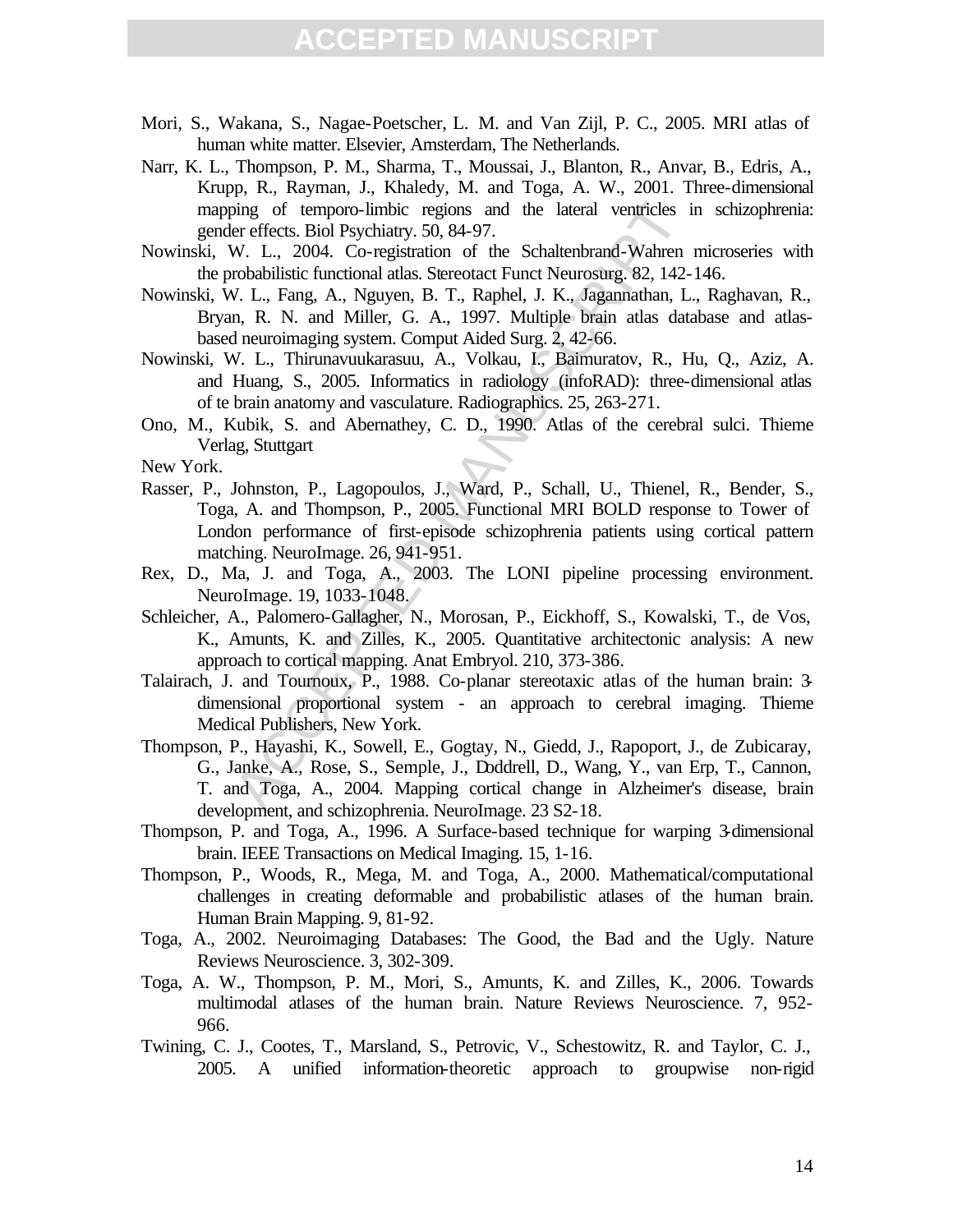Mori, S., Wakana, S., Nagae-Poetscher, L. M. and Van Zijl, P. C., 2005. MRI atlas of human white matter. Elsevier, Amsterdam, The Netherlands.

Narr, K. L., Thompson, P. M., Sharma, T., Moussai, J., Blanton, R., Anvar, B., Edris, A., Krupp, R., Rayman, J., Khaledy, M. and Toga, A. W., 2001. Three-dimensional mapping of temporo-limbic regions and the lateral ventricles in schizophrenia: gender effects. Biol Psychiatry. 50, 84-97.

Nowinski, W. L., 2004. Co-registration of the Schaltenbrand-Wahren microseries with the probabilistic functional atlas. Stereotact Funct Neurosurg. 82, 142-146.

Nowinski, W. L., Fang, A., Nguyen, B. T., Raphel, J. K., Jagannathan, L., Raghavan, R., Bryan, R. N. and Miller, G. A., 1997. Multiple brain atlas database and atlas-based neuroimaging system. Comput Aided Surg. 2, 42-66.

Nowinski, W. L., Thirunavuukarasuu, A., Volkau, I., Baimuratov, R., Hu, Q., Aziz, A. and Huang, S., 2005. Informatics in radiology (infoRAD): three-dimensional atlas of te brain anatomy and vasculature. Radiographics. 25, 263-271.

Ono, M., Kubik, S. and Abernathey, C. D., 1990. Atlas of the cerebral sulci. Thieme Verlag, Stuttgart

New York.

Rasser, P., Johnston, P., Lagopoulos, J., Ward, P., Schall, U., Thienel, R., Bender, S., Toga, A. and Thompson, P., 2005. Functional MRI BOLD response to Tower of London performance of first-episode schizophrenia patients using cortical pattern matching. NeuroImage. 26, 941-951.

Rex, D., Ma, J. and Toga, A., 2003. The LONI pipeline processing environment. NeuroImage. 19, 1033-1048.

Schleicher, A., Palomero-Gallagher, N., Morosan, P., Eickhoff, S., Kowalski, T., de Vos, K., Amunts, K. and Zilles, K., 2005. Quantitative architectonic analysis: A new approach to cortical mapping. Anat Embryol. 210, 373-386.

Talairach, J. and Tournoux, P., 1988. Co-planar stereotaxic atlas of the human brain: 3-dimensional proportional system - an approach to cerebral imaging. Thieme Medical Publishers, New York.

Thompson, P., Hayashi, K., Sowell, E., Gogtay, N., Giedd, J., Rapoport, J., de Zubicaray, G., Janke, A., Rose, S., Semple, J., Doddrell, D., Wang, Y., van Erp, T., Cannon, T. and Toga, A., 2004. Mapping cortical change in Alzheimer's disease, brain development, and schizophrenia. NeuroImage. 23 S2-18.

Thompson, P. and Toga, A., 1996. A Surface-based technique for warping 3-dimensional brain. IEEE Transactions on Medical Imaging. 15, 1-16.

Thompson, P., Woods, R., Mega, M. and Toga, A., 2000. Mathematical/computational challenges in creating deformable and probabilistic atlases of the human brain. Human Brain Mapping. 9, 81-92.

Toga, A., 2002. Neuroimaging Databases: The Good, the Bad and the Ugly. Nature Reviews Neuroscience. 3, 302-309.

Toga, A. W., Thompson, P. M., Mori, S., Amunts, K. and Zilles, K., 2006. Towards multimodal atlases of the human brain. Nature Reviews Neuroscience. 7, 952-966.

Twining, C. J., Cootes, T., Marsland, S., Petrovic, V., Schestowitz, R. and Taylor, C. J., 2005. A unified information-theoretic approach to groupwise non-rigid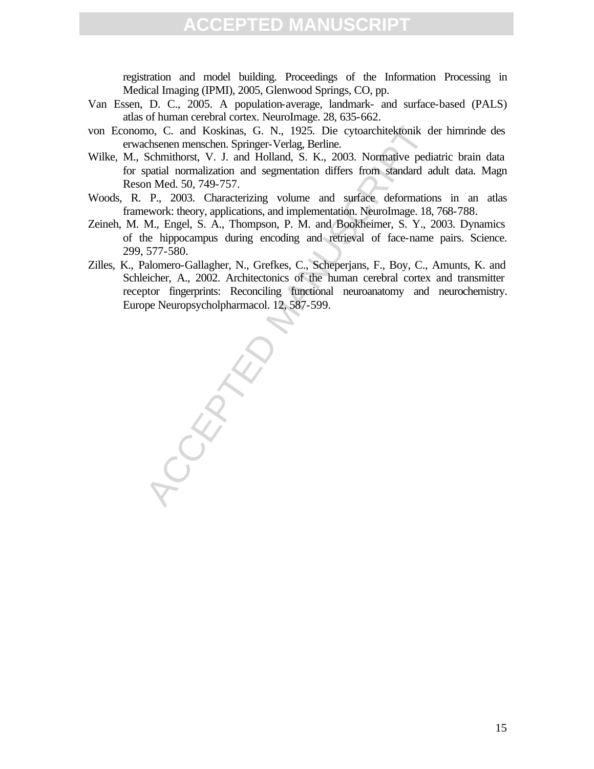registration and model building. Proceedings of the Information Processing in Medical Imaging (IPMI), 2005, Glenwood Springs, CO, pp.

Van Essen, D. C., 2005. A population-average, landmark- and surface-based (PALS) atlas of human cerebral cortex. NeuroImage. 28, 635-662.

von Economo, C. and Koskinas, G. N., 1925. Die cytoarchitektonik der hirnrinde des erwachsenen menschen. Springer-Verlag, Berline.

Wilke, M., Schmithorst, V. J. and Holland, S. K., 2003. Normative pediatric brain data for spatial normalization and segmentation differs from standard adult data. Magn Reson Med. 50, 749-757.

Woods, R. P., 2003. Characterizing volume and surface deformations in an atlas framework: theory, applications, and implementation. NeuroImage. 18, 768-788.

Zeineh, M. M., Engel, S. A., Thompson, P. M. and Bookheimer, S. Y., 2003. Dynamics of the hippocampus during encoding and retrieval of face-name pairs. Science. 299, 577-580.

Zilles, K., Palomero-Gallagher, N., Grefkes, C., Scheperjans, F., Boy, C., Amunts, K. and Schleicher, A., 2002. Architectonics of the human cerebral cortex and transmitter receptor fingerprints: Reconciling functional neuroanatomy and neurochemistry. Europe Neuropsycholpharmacol. 12, 587-599.